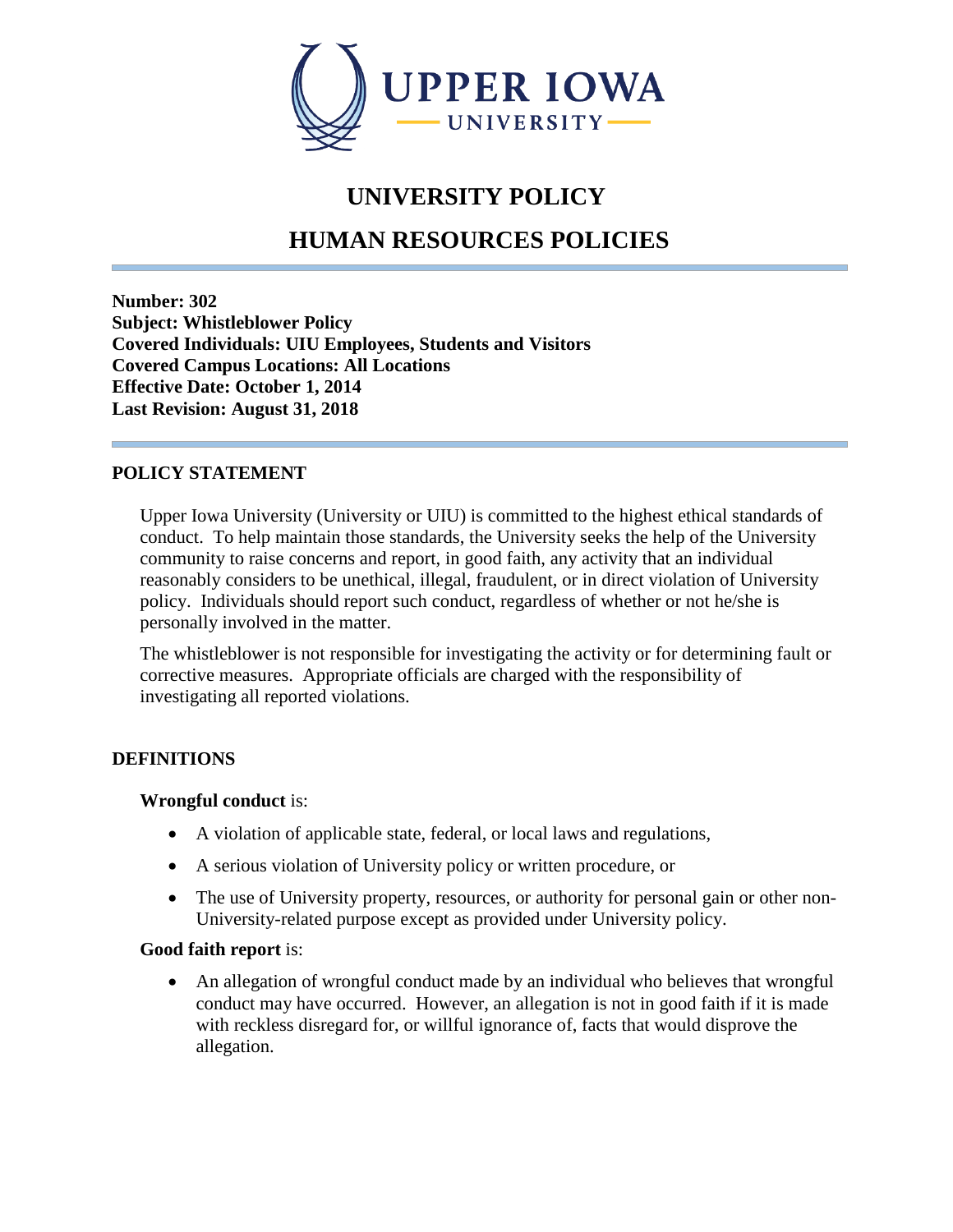# UNIVERSITY POLICY

# HUMAN RESOURCES POLICIES

**Number: 302**
**Subject: Whistleblower Policy**
**Covered Individuals: UIU Employees, Students and Visitors**
**Covered Campus Locations: All Locations**
**Effective Date: October 1, 2014**
**Last Revision: August 31, 2018**

## POLICY STATEMENT

Upper Iowa University (University or UIU) is committed to the highest ethical standards of conduct. To help maintain those standards, the University seeks the help of the University community to raise concerns and report, in good faith, any activity that an individual reasonably considers to be unethical, illegal, fraudulent, or in direct violation of University policy. Individuals should report such conduct, regardless of whether or not he/she is personally involved in the matter.

The whistleblower is not responsible for investigating the activity or for determining fault or corrective measures. Appropriate officials are charged with the responsibility of investigating all reported violations.

## DEFINITIONS

**Wrongful conduct** is:

- A violation of applicable state, federal, or local laws and regulations,
- A serious violation of University policy or written procedure, or
- The use of University property, resources, or authority for personal gain or other non-University-related purpose except as provided under University policy.

**Good faith report** is:

- An allegation of wrongful conduct made by an individual who believes that wrongful conduct may have occurred. However, an allegation is not in good faith if it is made with reckless disregard for, or willful ignorance of, facts that would disprove the allegation.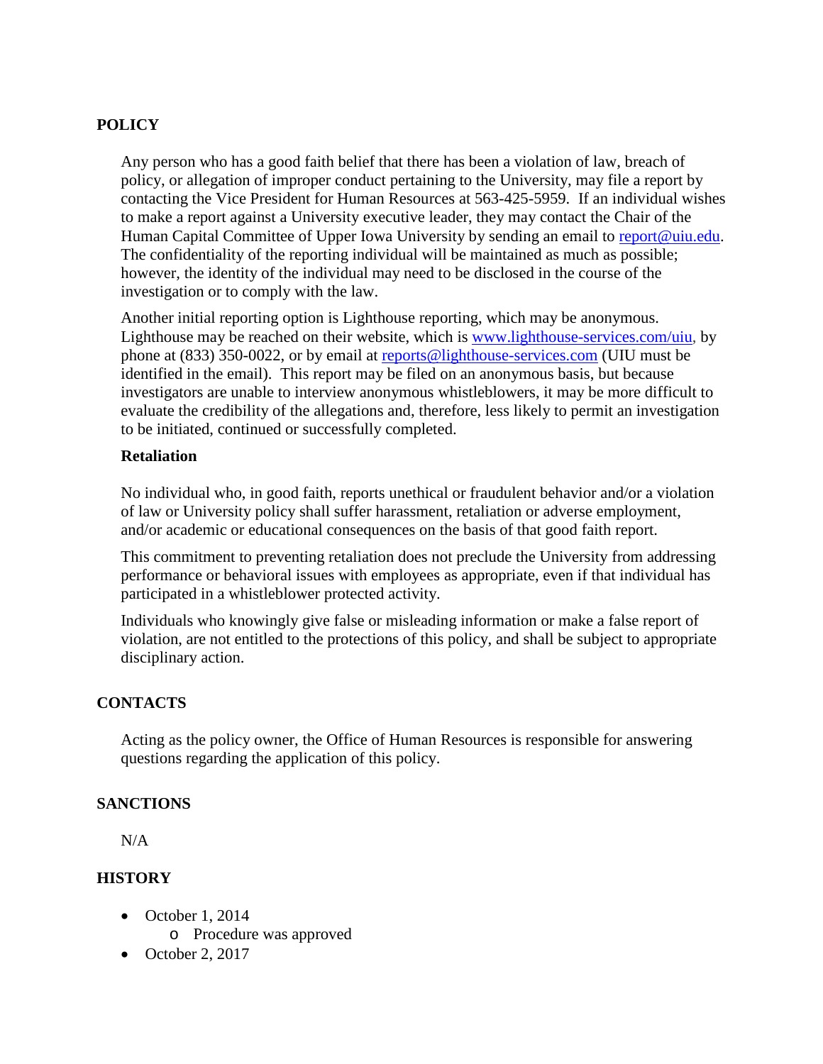## POLICY

Any person who has a good faith belief that there has been a violation of law, breach of policy, or allegation of improper conduct pertaining to the University, may file a report by contacting the Vice President for Human Resources at 563-425-5959. If an individual wishes to make a report against a University executive leader, they may contact the Chair of the Human Capital Committee of Upper Iowa University by sending an email to report@uiu.edu. The confidentiality of the reporting individual will be maintained as much as possible; however, the identity of the individual may need to be disclosed in the course of the investigation or to comply with the law.

Another initial reporting option is Lighthouse reporting, which may be anonymous. Lighthouse may be reached on their website, which is www.lighthouse-services.com/uiu, by phone at (833) 350-0022, or by email at reports@lighthouse-services.com (UIU must be identified in the email). This report may be filed on an anonymous basis, but because investigators are unable to interview anonymous whistleblowers, it may be more difficult to evaluate the credibility of the allegations and, therefore, less likely to permit an investigation to be initiated, continued or successfully completed.

### Retaliation

No individual who, in good faith, reports unethical or fraudulent behavior and/or a violation of law or University policy shall suffer harassment, retaliation or adverse employment, and/or academic or educational consequences on the basis of that good faith report.

This commitment to preventing retaliation does not preclude the University from addressing performance or behavioral issues with employees as appropriate, even if that individual has participated in a whistleblower protected activity.

Individuals who knowingly give false or misleading information or make a false report of violation, are not entitled to the protections of this policy, and shall be subject to appropriate disciplinary action.

## CONTACTS

Acting as the policy owner, the Office of Human Resources is responsible for answering questions regarding the application of this policy.

## SANCTIONS

N/A

## HISTORY

- October 1, 2014
  - Procedure was approved
- October 2, 2017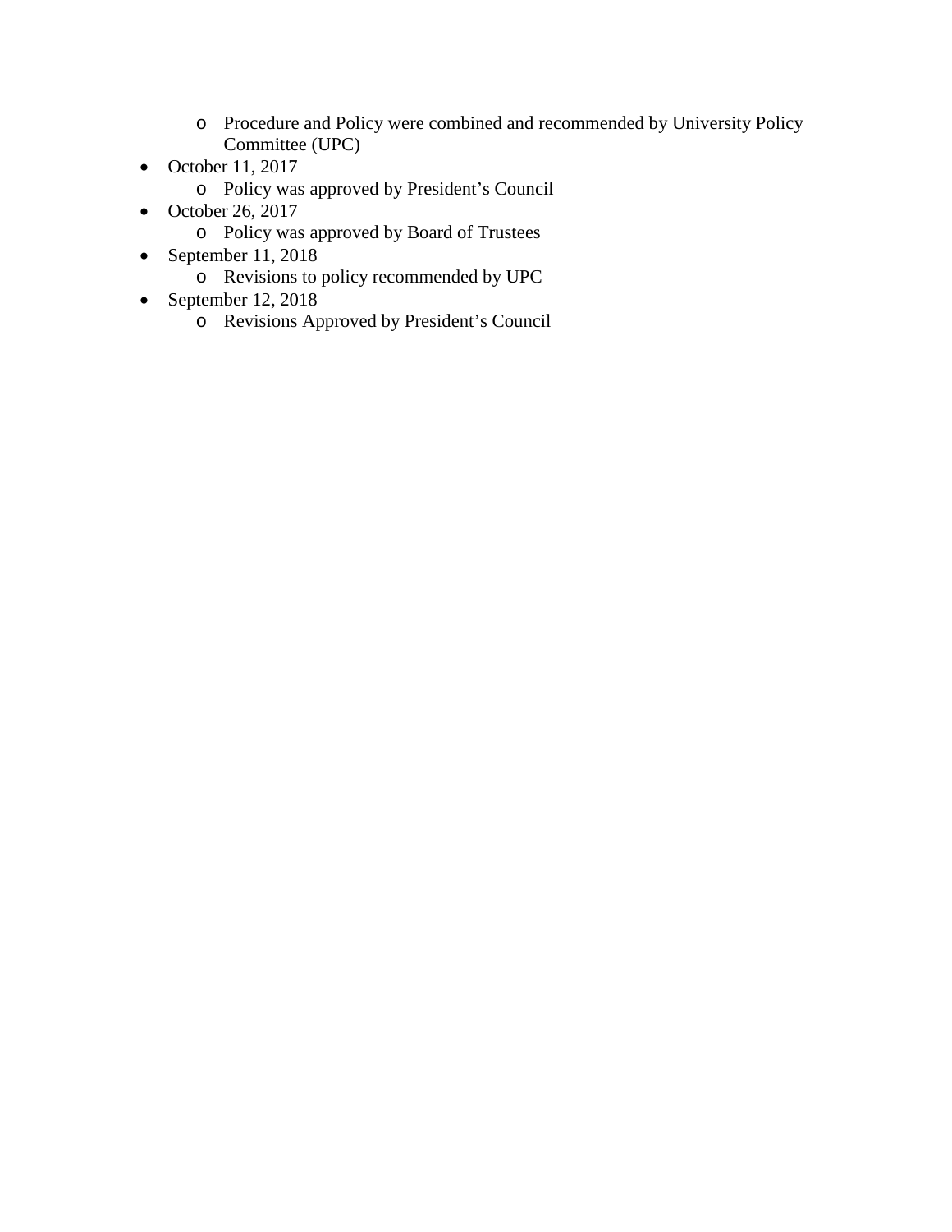- Procedure and Policy were combined and recommended by University Policy Committee (UPC)
- October 11, 2017
    - Policy was approved by President's Council
- October 26, 2017
    - Policy was approved by Board of Trustees
- September 11, 2018
    - Revisions to policy recommended by UPC
- September 12, 2018
    - Revisions Approved by President's Council